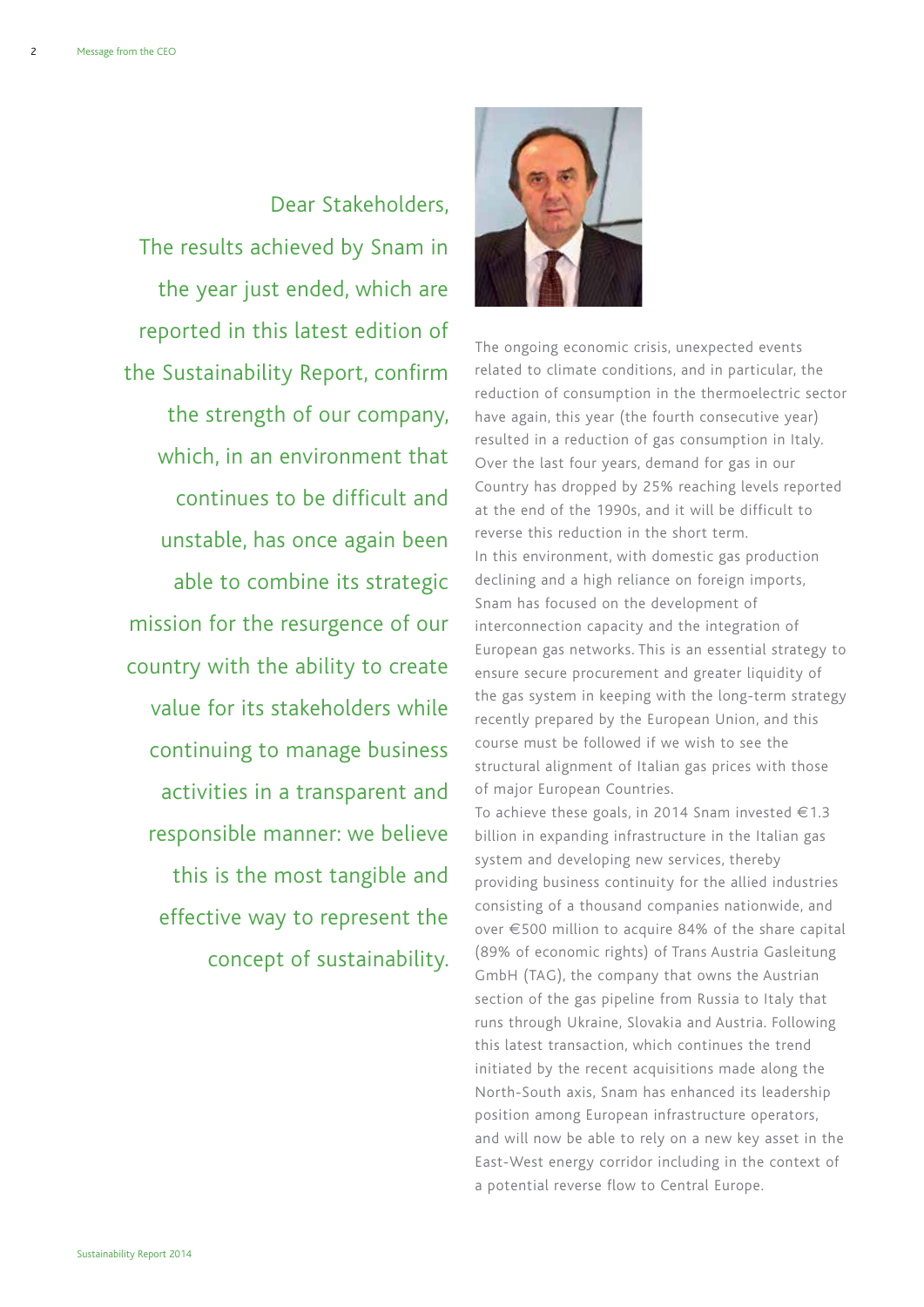Dear Stakeholders,

The results achieved by Snam in the year just ended, which are reported in this latest edition of the Sustainability Report, confirm the strength of our company, which, in an environment that continues to be difficult and unstable, has once again been able to combine its strategic mission for the resurgence of our country with the ability to create value for its stakeholders while continuing to manage business activities in a transparent and responsible manner: we believe this is the most tangible and effective way to represent the concept of sustainability.

The ongoing economic crisis, unexpected events related to climate conditions, and in particular, the reduction of consumption in the thermoelectric sector have again, this year (the fourth consecutive year) resulted in a reduction of gas consumption in Italy. Over the last four years, demand for gas in our Country has dropped by 25% reaching levels reported at the end of the 1990s, and it will be difficult to reverse this reduction in the short term.

In this environment, with domestic gas production declining and a high reliance on foreign imports, Snam has focused on the development of interconnection capacity and the integration of European gas networks. This is an essential strategy to ensure secure procurement and greater liquidity of the gas system in keeping with the long-term strategy recently prepared by the European Union, and this course must be followed if we wish to see the structural alignment of Italian gas prices with those of major European Countries.

To achieve these goals, in 2014 Snam invested €1.3 billion in expanding infrastructure in the Italian gas system and developing new services, thereby providing business continuity for the allied industries consisting of a thousand companies nationwide, and over €500 million to acquire 84% of the share capital (89% of economic rights) of Trans Austria Gasleitung GmbH (TAG), the company that owns the Austrian section of the gas pipeline from Russia to Italy that runs through Ukraine, Slovakia and Austria. Following this latest transaction, which continues the trend initiated by the recent acquisitions made along the North-South axis, Snam has enhanced its leadership position among European infrastructure operators, and will now be able to rely on a new key asset in the East-West energy corridor including in the context of a potential reverse flow to Central Europe.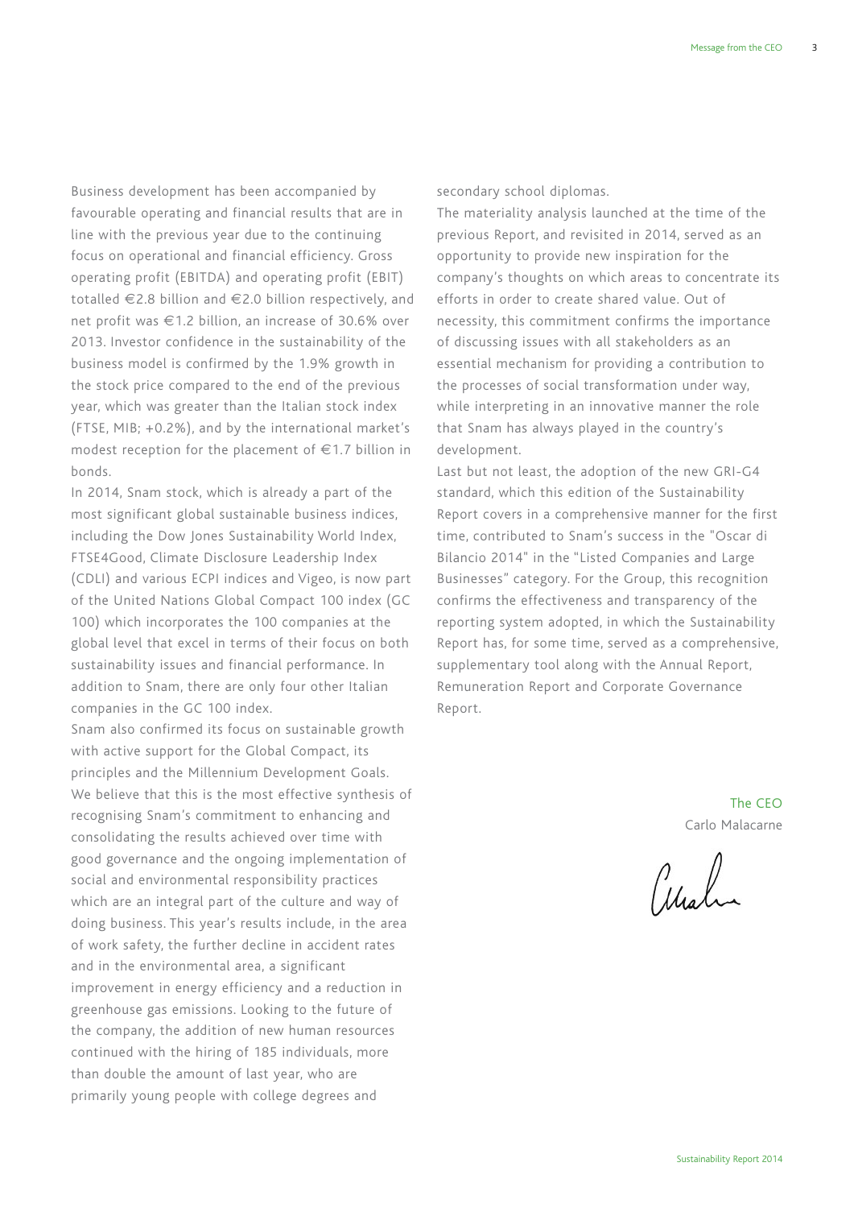Business development has been accompanied by favourable operating and financial results that are in line with the previous year due to the continuing focus on operational and financial efficiency. Gross operating profit (EBITDA) and operating profit (EBIT) totalled €2.8 billion and €2.0 billion respectively, and net profit was €1.2 billion, an increase of 30.6% over 2013. Investor confidence in the sustainability of the business model is confirmed by the 1.9% growth in the stock price compared to the end of the previous year, which was greater than the Italian stock index (FTSE, MIB; +0.2%), and by the international market's modest reception for the placement of €1.7 billion in bonds.

In 2014, Snam stock, which is already a part of the most significant global sustainable business indices, including the Dow Jones Sustainability World Index, FTSE4Good, Climate Disclosure Leadership Index (CDLI) and various ECPI indices and Vigeo, is now part of the United Nations Global Compact 100 index (GC 100) which incorporates the 100 companies at the global level that excel in terms of their focus on both sustainability issues and financial performance. In addition to Snam, there are only four other Italian companies in the GC 100 index.

Snam also confirmed its focus on sustainable growth with active support for the Global Compact, its principles and the Millennium Development Goals. We believe that this is the most effective synthesis of recognising Snam's commitment to enhancing and consolidating the results achieved over time with good governance and the ongoing implementation of social and environmental responsibility practices which are an integral part of the culture and way of doing business. This year's results include, in the area of work safety, the further decline in accident rates and in the environmental area, a significant improvement in energy efficiency and a reduction in greenhouse gas emissions. Looking to the future of the company, the addition of new human resources continued with the hiring of 185 individuals, more than double the amount of last year, who are primarily young people with college degrees and secondary school diplomas.

The materiality analysis launched at the time of the previous Report, and revisited in 2014, served as an opportunity to provide new inspiration for the company's thoughts on which areas to concentrate its efforts in order to create shared value. Out of necessity, this commitment confirms the importance of discussing issues with all stakeholders as an essential mechanism for providing a contribution to the processes of social transformation under way, while interpreting in an innovative manner the role that Snam has always played in the country's development.

Last but not least, the adoption of the new GRI-G4 standard, which this edition of the Sustainability Report covers in a comprehensive manner for the first time, contributed to Snam's success in the "Oscar di Bilancio 2014" in the "Listed Companies and Large Businesses" category. For the Group, this recognition confirms the effectiveness and transparency of the reporting system adopted, in which the Sustainability Report has, for some time, served as a comprehensive, supplementary tool along with the Annual Report, Remuneration Report and Corporate Governance Report.

The CEO
Carlo Malacarne